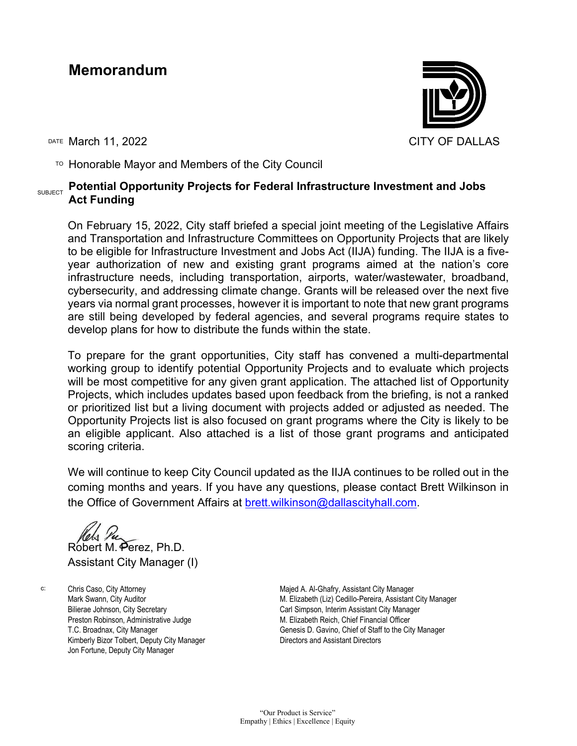# Memorandum

CITY OF DALLAS

DATE March 11, 2022

TO Honorable Mayor and Members of the City Council

SUBJECT **Potential Opportunity Projects for Federal Infrastructure Investment and Jobs Act Funding**

On February 15, 2022, City staff briefed a special joint meeting of the Legislative Affairs and Transportation and Infrastructure Committees on Opportunity Projects that are likely to be eligible for Infrastructure Investment and Jobs Act (IIJA) funding. The IIJA is a five-year authorization of new and existing grant programs aimed at the nation's core infrastructure needs, including transportation, airports, water/wastewater, broadband, cybersecurity, and addressing climate change. Grants will be released over the next five years via normal grant processes, however it is important to note that new grant programs are still being developed by federal agencies, and several programs require states to develop plans for how to distribute the funds within the state.

To prepare for the grant opportunities, City staff has convened a multi-departmental working group to identify potential Opportunity Projects and to evaluate which projects will be most competitive for any given grant application. The attached list of Opportunity Projects, which includes updates based upon feedback from the briefing, is not a ranked or prioritized list but a living document with projects added or adjusted as needed. The Opportunity Projects list is also focused on grant programs where the City is likely to be an eligible applicant. Also attached is a list of those grant programs and anticipated scoring criteria.

We will continue to keep City Council updated as the IIJA continues to be rolled out in the coming months and years. If you have any questions, please contact Brett Wilkinson in the Office of Government Affairs at brett.wilkinson@dallascityhall.com.

Robert M. Perez, Ph.D.
Assistant City Manager (I)

c: Chris Caso, City Attorney
Mark Swann, City Auditor
Bilierae Johnson, City Secretary
Preston Robinson, Administrative Judge
T.C. Broadnax, City Manager
Kimberly Bizor Tolbert, Deputy City Manager
Jon Fortune, Deputy City Manager
Majed A. Al-Ghafry, Assistant City Manager
M. Elizabeth (Liz) Cedillo-Pereira, Assistant City Manager
Carl Simpson, Interim Assistant City Manager
M. Elizabeth Reich, Chief Financial Officer
Genesis D. Gavino, Chief of Staff to the City Manager
Directors and Assistant Directors

"Our Product is Service"
Empathy | Ethics | Excellence | Equity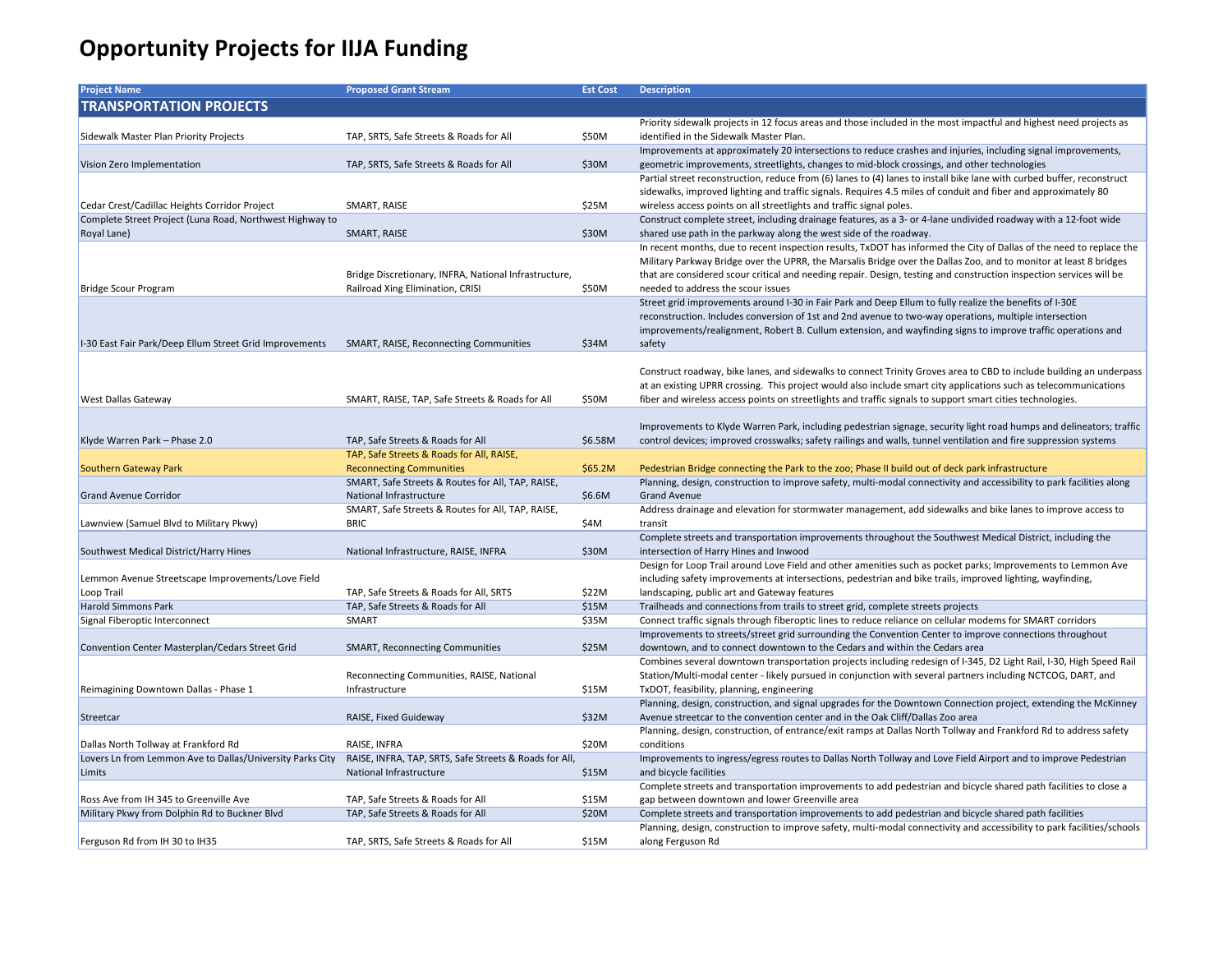# Opportunity Projects for IIJA Funding

| Project Name | Proposed Grant Stream | Est Cost | Description |
|---|---|---|---|
| **TRANSPORTATION PROJECTS** | | | |
| Sidewalk Master Plan Priority Projects | TAP, SRTS, Safe Streets & Roads for All | $50M | Priority sidewalk projects in 12 focus areas and those included in the most impactful and highest need projects as identified in the Sidewalk Master Plan. |
| Vision Zero Implementation | TAP, SRTS, Safe Streets & Roads for All | $30M | Improvements at approximately 20 intersections to reduce crashes and injuries, including signal improvements, geometric improvements, streetlights, changes to mid-block crossings, and other technologies |
| Cedar Crest/Cadillac Heights Corridor Project | SMART, RAISE | $25M | Partial street reconstruction, reduce from (6) lanes to (4) lanes to install bike lane with curbed buffer, reconstruct sidewalks, improved lighting and traffic signals. Requires 4.5 miles of conduit and fiber and approximately 80 wireless access points on all streetlights and traffic signal poles. |
| Complete Street Project (Luna Road, Northwest Highway to Royal Lane) | SMART, RAISE | $30M | Construct complete street, including drainage features, as a 3- or 4-lane undivided roadway with a 12-foot wide shared use path in the parkway along the west side of the roadway. |
| Bridge Scour Program | Bridge Discretionary, INFRA, National Infrastructure, Railroad Xing Elimination, CRISI | $50M | In recent months, due to recent inspection results, TxDOT has informed the City of Dallas of the need to replace the Military Parkway Bridge over the UPRR, the Marsalis Bridge over the Dallas Zoo, and to monitor at least 8 bridges that are considered scour critical and needing repair. Design, testing and construction inspection services will be needed to address the scour issues |
| I-30 East Fair Park/Deep Ellum Street Grid Improvements | SMART, RAISE, Reconnecting Communities | $34M | Street grid improvements around I-30 in Fair Park and Deep Ellum to fully realize the benefits of I-30E reconstruction. Includes conversion of 1st and 2nd avenue to two-way operations, multiple intersection improvements/realignment, Robert B. Cullum extension, and wayfinding signs to improve traffic operations and safety |
| West Dallas Gateway | SMART, RAISE, TAP, Safe Streets & Roads for All | $50M | Construct roadway, bike lanes, and sidewalks to connect Trinity Groves area to CBD to include building an underpass at an existing UPRR crossing. This project would also include smart city applications such as telecommunications fiber and wireless access points on streetlights and traffic signals to support smart cities technologies. |
| Klyde Warren Park – Phase 2.0 | TAP, Safe Streets & Roads for All | $6.58M | Improvements to Klyde Warren Park, including pedestrian signage, security light road humps and delineators; traffic control devices; improved crosswalks; safety railings and walls, tunnel ventilation and fire suppression systems |
| Southern Gateway Park | TAP, Safe Streets & Roads for All, RAISE, Reconnecting Communities | $65.2M | Pedestrian Bridge connecting the Park to the zoo; Phase II build out of deck park infrastructure |
| Grand Avenue Corridor | SMART, Safe Streets & Routes for All, TAP, RAISE, National Infrastructure | $6.6M | Planning, design, construction to improve safety, multi-modal connectivity and accessibility to park facilities along Grand Avenue |
| Lawnview (Samuel Blvd to Military Pkwy) | SMART, Safe Streets & Routes for All, TAP, RAISE, BRIC | $4M | Address drainage and elevation for stormwater management, add sidewalks and bike lanes to improve access to transit |
| Southwest Medical District/Harry Hines | National Infrastructure, RAISE, INFRA | $30M | Complete streets and transportation improvements throughout the Southwest Medical District, including the intersection of Harry Hines and Inwood |
| Lemmon Avenue Streetscape Improvements/Love Field Loop Trail | TAP, Safe Streets & Roads for All, SRTS | $22M | Design for Loop Trail around Love Field and other amenities such as pocket parks; Improvements to Lemmon Ave including safety improvements at intersections, pedestrian and bike trails, improved lighting, wayfinding, landscaping, public art and Gateway features |
| Harold Simmons Park | TAP, Safe Streets & Roads for All | $15M | Trailheads and connections from trails to street grid, complete streets projects |
| Signal Fiberoptic Interconnect | SMART | $35M | Connect traffic signals through fiberoptic lines to reduce reliance on cellular modems for SMART corridors |
| Convention Center Masterplan/Cedars Street Grid | SMART, Reconnecting Communities | $25M | Improvements to streets/street grid surrounding the Convention Center to improve connections throughout downtown, and to connect downtown to the Cedars and within the Cedars area |
| Reimagining Downtown Dallas - Phase 1 | Reconnecting Communities, RAISE, National Infrastructure | $15M | Combines several downtown transportation projects including redesign of I-345, D2 Light Rail, I-30, High Speed Rail Station/Multi-modal center - likely pursued in conjunction with several partners including NCTCOG, DART, and TxDOT, feasibility, planning, engineering |
| Streetcar | RAISE, Fixed Guideway | $32M | Planning, design, construction, and signal upgrades for the Downtown Connection project, extending the McKinney Avenue streetcar to the convention center and in the Oak Cliff/Dallas Zoo area |
| Dallas North Tollway at Frankford Rd | RAISE, INFRA | $20M | Planning, design, construction, of entrance/exit ramps at Dallas North Tollway and Frankford Rd to address safety conditions |
| Lovers Ln from Lemmon Ave to Dallas/University Parks City Limits | RAISE, INFRA, TAP, SRTS, Safe Streets & Roads for All, National Infrastructure | $15M | Improvements to ingress/egress routes to Dallas North Tollway and Love Field Airport and to improve Pedestrian and bicycle facilities |
| Ross Ave from IH 345 to Greenville Ave | TAP, Safe Streets & Roads for All | $15M | Complete streets and transportation improvements to add pedestrian and bicycle shared path facilities to close a gap between downtown and lower Greenville area |
| Military Pkwy from Dolphin Rd to Buckner Blvd | TAP, Safe Streets & Roads for All | $20M | Complete streets and transportation improvements to add pedestrian and bicycle shared path facilities |
| Ferguson Rd from IH 30 to IH35 | TAP, SRTS, Safe Streets & Roads for All | $15M | Planning, design, construction to improve safety, multi-modal connectivity and accessibility to park facilities/schools along Ferguson Rd |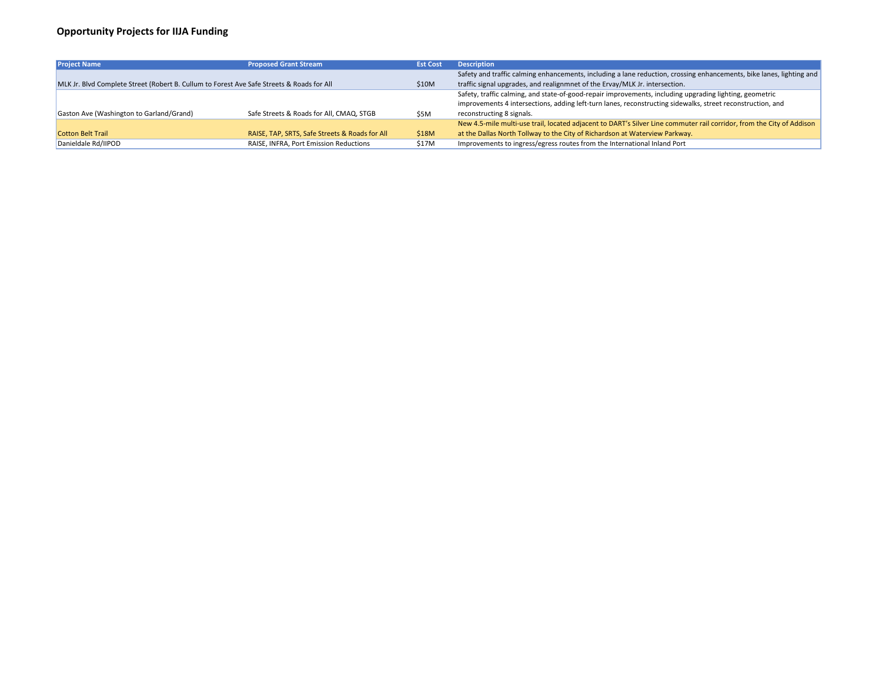## Opportunity Projects for IIJA Funding

| Project Name | Proposed Grant Stream | Est Cost | Description |
|---|---|---|---|
| MLK Jr. Blvd Complete Street (Robert B. Cullum to Forest Ave | Safe Streets & Roads for All | $10M | Safety and traffic calming enhancements, including a lane reduction, crossing enhancements, bike lanes, lighting and traffic signal upgrades, and realignmnet of the Ervay/MLK Jr. intersection. |
| Gaston Ave (Washington to Garland/Grand) | Safe Streets & Roads for All, CMAQ, STGB | $5M | Safety, traffic calming, and state-of-good-repair improvements, including upgrading lighting, geometric improvements 4 intersections, adding left-turn lanes, reconstructing sidewalks, street reconstruction, and reconstructing 8 signals. |
| Cotton Belt Trail | RAISE, TAP, SRTS, Safe Streets & Roads for All | $18M | New 4.5-mile multi-use trail, located adjacent to DART's Silver Line commuter rail corridor, from the City of Addison at the Dallas North Tollway to the City of Richardson at Waterview Parkway. |
| Danieldale Rd/IIPOD | RAISE, INFRA, Port Emission Reductions | $17M | Improvements to ingress/egress routes from the International Inland Port |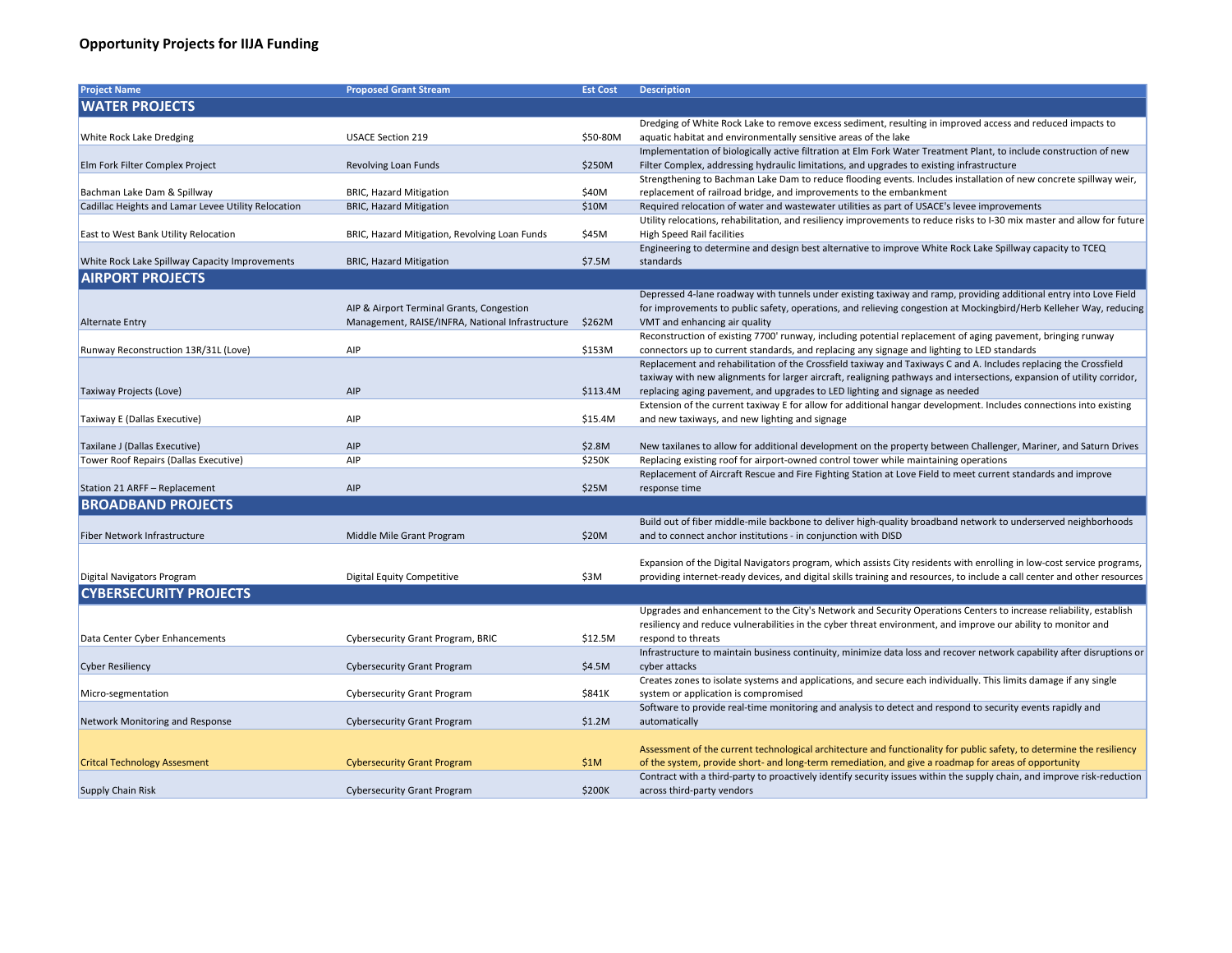# Opportunity Projects for IIJA Funding

| Project Name | Proposed Grant Stream | Est Cost | Description |
|---|---|---|---|
| **WATER PROJECTS** | | | |
| White Rock Lake Dredging | USACE Section 219 | $50-80M | Dredging of White Rock Lake to remove excess sediment, resulting in improved access and reduced impacts to aquatic habitat and environmentally sensitive areas of the lake |
| Elm Fork Filter Complex Project | Revolving Loan Funds | $250M | Implementation of biologically active filtration at Elm Fork Water Treatment Plant, to include construction of new Filter Complex, addressing hydraulic limitations, and upgrades to existing infrastructure |
| Bachman Lake Dam & Spillway | BRIC, Hazard Mitigation | $40M | Strengthening to Bachman Lake Dam to reduce flooding events. Includes installation of new concrete spillway weir, replacement of railroad bridge, and improvements to the embankment |
| Cadillac Heights and Lamar Levee Utility Relocation | BRIC, Hazard Mitigation | $10M | Required relocation of water and wastewater utilities as part of USACE's levee improvements |
| East to West Bank Utility Relocation | BRIC, Hazard Mitigation, Revolving Loan Funds | $45M | Utility relocations, rehabilitation, and resiliency improvements to reduce risks to I-30 mix master and allow for future High Speed Rail facilities |
| White Rock Lake Spillway Capacity Improvements | BRIC, Hazard Mitigation | $7.5M | Engineering to determine and design best alternative to improve White Rock Lake Spillway capacity to TCEQ standards |
| **AIRPORT PROJECTS** | | | |
| Alternate Entry | AIP & Airport Terminal Grants, Congestion Management, RAISE/INFRA, National Infrastructure | $262M | Depressed 4-lane roadway with tunnels under existing taxiway and ramp, providing additional entry into Love Field for improvements to public safety, operations, and relieving congestion at Mockingbird/Herb Kelleher Way, reducing VMT and enhancing air quality |
| Runway Reconstruction 13R/31L (Love) | AIP | $153M | Reconstruction of existing 7700' runway, including potential replacement of aging pavement, bringing runway connectors up to current standards, and replacing any signage and lighting to LED standards |
| Taxiway Projects (Love) | AIP | $113.4M | Replacement and rehabilitation of the Crossfield taxiway and Taxiways C and A. Includes replacing the Crossfield taxiway with new alignments for larger aircraft, realigning pathways and intersections, expansion of utility corridor, replacing aging pavement, and upgrades to LED lighting and signage as needed |
| Taxiway E (Dallas Executive) | AIP | $15.4M | Extension of the current taxiway E for allow for additional hangar development. Includes connections into existing and new taxiways, and new lighting and signage |
| Taxilane J (Dallas Executive) | AIP | $2.8M | New taxilanes to allow for additional development on the property between Challenger, Mariner, and Saturn Drives |
| Tower Roof Repairs (Dallas Executive) | AIP | $250K | Replacing existing roof for airport-owned control tower while maintaining operations |
| Station 21 ARFF – Replacement | AIP | $25M | Replacement of Aircraft Rescue and Fire Fighting Station at Love Field to meet current standards and improve response time |
| **BROADBAND PROJECTS** | | | |
| Fiber Network Infrastructure | Middle Mile Grant Program | $20M | Build out of fiber middle-mile backbone to deliver high-quality broadband network to underserved neighborhoods and to connect anchor institutions - in conjunction with DISD |
| Digital Navigators Program | Digital Equity Competitive | $3M | Expansion of the Digital Navigators program, which assists City residents with enrolling in low-cost service programs, providing internet-ready devices, and digital skills training and resources, to include a call center and other resources |
| **CYBERSECURITY PROJECTS** | | | |
| Data Center Cyber Enhancements | Cybersecurity Grant Program, BRIC | $12.5M | Upgrades and enhancement to the City's Network and Security Operations Centers to increase reliability, establish resiliency and reduce vulnerabilities in the cyber threat environment, and improve our ability to monitor and respond to threats |
| Cyber Resiliency | Cybersecurity Grant Program | $4.5M | Infrastructure to maintain business continuity, minimize data loss and recover network capability after disruptions or cyber attacks |
| Micro-segmentation | Cybersecurity Grant Program | $841K | Creates zones to isolate systems and applications, and secure each individually. This limits damage if any single system or application is compromised |
| Network Monitoring and Response | Cybersecurity Grant Program | $1.2M | Software to provide real-time monitoring and analysis to detect and respond to security events rapidly and automatically |
| Critcal Technology Assesment | Cybersecurity Grant Program | $1M | Assessment of the current technological architecture and functionality for public safety, to determine the resiliency of the system, provide short- and long-term remediation, and give a roadmap for areas of opportunity |
| Supply Chain Risk | Cybersecurity Grant Program | $200K | Contract with a third-party to proactively identify security issues within the supply chain, and improve risk-reduction across third-party vendors |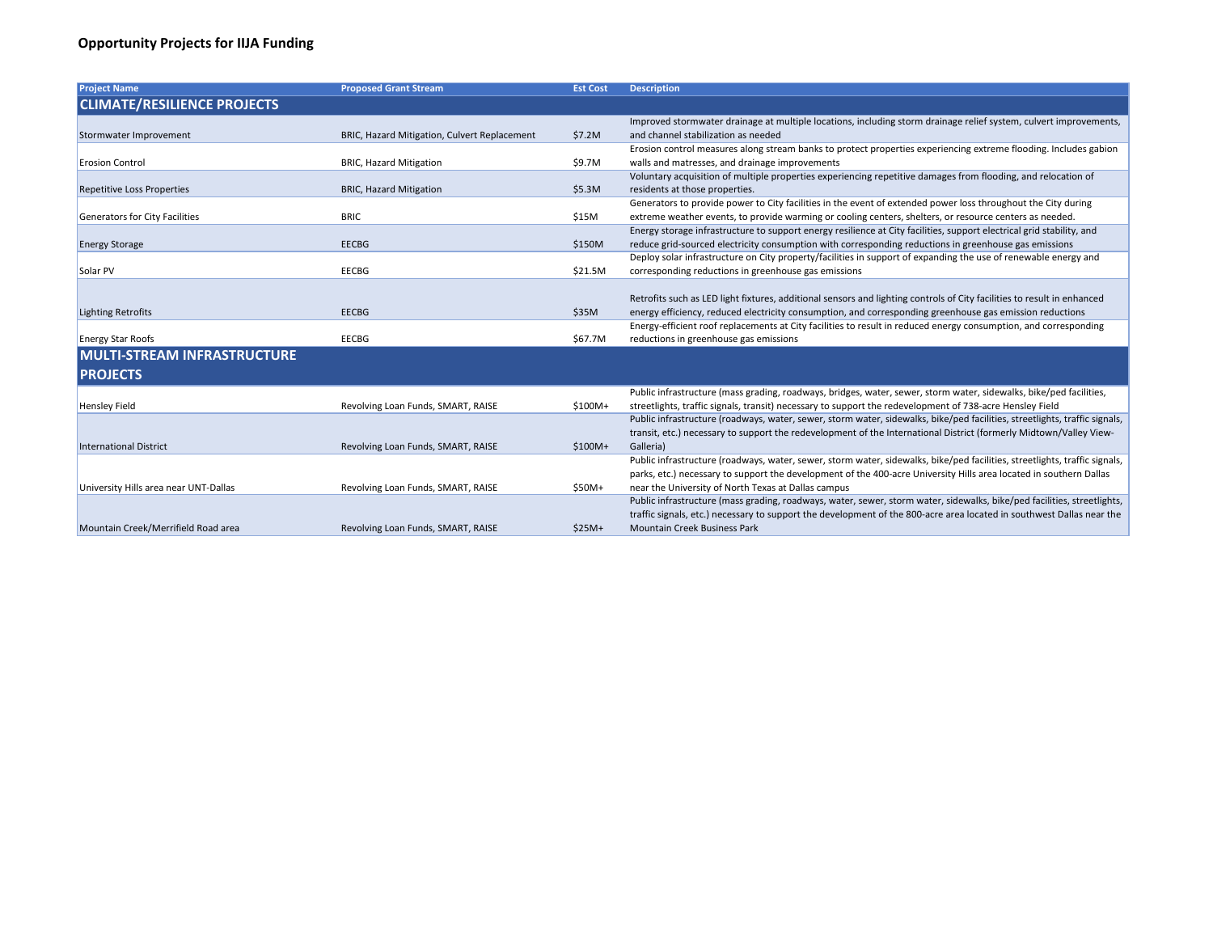## Opportunity Projects for IIJA Funding

| Project Name | Proposed Grant Stream | Est Cost | Description |
|---|---|---|---|
| **CLIMATE/RESILIENCE PROJECTS** | | | |
| Stormwater Improvement | BRIC, Hazard Mitigation, Culvert Replacement | $7.2M | Improved stormwater drainage at multiple locations, including storm drainage relief system, culvert improvements, and channel stabilization as needed |
| Erosion Control | BRIC, Hazard Mitigation | $9.7M | Erosion control measures along stream banks to protect properties experiencing extreme flooding. Includes gabion walls and matresses, and drainage improvements |
| Repetitive Loss Properties | BRIC, Hazard Mitigation | $5.3M | Voluntary acquisition of multiple properties experiencing repetitive damages from flooding, and relocation of residents at those properties. |
| Generators for City Facilities | BRIC | $15M | Generators to provide power to City facilities in the event of extended power loss throughout the City during extreme weather events, to provide warming or cooling centers, shelters, or resource centers as needed. |
| Energy Storage | EECBG | $150M | Energy storage infrastructure to support energy resilience at City facilities, support electrical grid stability, and reduce grid-sourced electricity consumption with corresponding reductions in greenhouse gas emissions |
| Solar PV | EECBG | $21.5M | Deploy solar infrastructure on City property/facilities in support of expanding the use of renewable energy and corresponding reductions in greenhouse gas emissions |
| Lighting Retrofits | EECBG | $35M | Retrofits such as LED light fixtures, additional sensors and lighting controls of City facilities to result in enhanced energy efficiency, reduced electricity consumption, and corresponding greenhouse gas emission reductions |
| Energy Star Roofs | EECBG | $67.7M | Energy-efficient roof replacements at City facilities to result in reduced energy consumption, and corresponding reductions in greenhouse gas emissions |
| **MULTI-STREAM INFRASTRUCTURE PROJECTS** | | | |
| Hensley Field | Revolving Loan Funds, SMART, RAISE | $100M+ | Public infrastructure (mass grading, roadways, bridges, water, sewer, storm water, sidewalks, bike/ped facilities, streetlights, traffic signals, transit) necessary to support the redevelopment of 738-acre Hensley Field |
| International District | Revolving Loan Funds, SMART, RAISE | $100M+ | Public infrastructure (roadways, water, sewer, storm water, sidewalks, bike/ped facilities, streetlights, traffic signals, transit, etc.) necessary to support the redevelopment of the International District (formerly Midtown/Valley View-Galleria) |
| University Hills area near UNT-Dallas | Revolving Loan Funds, SMART, RAISE | $50M+ | Public infrastructure (roadways, water, sewer, storm water, sidewalks, bike/ped facilities, streetlights, traffic signals, parks, etc.) necessary to support the development of the 400-acre University Hills area located in southern Dallas near the University of North Texas at Dallas campus |
| Mountain Creek/Merrifield Road area | Revolving Loan Funds, SMART, RAISE | $25M+ | Public infrastructure (mass grading, roadways, water, sewer, storm water, sidewalks, bike/ped facilities, streetlights, traffic signals, etc.) necessary to support the development of the 800-acre area located in southwest Dallas near the Mountain Creek Business Park |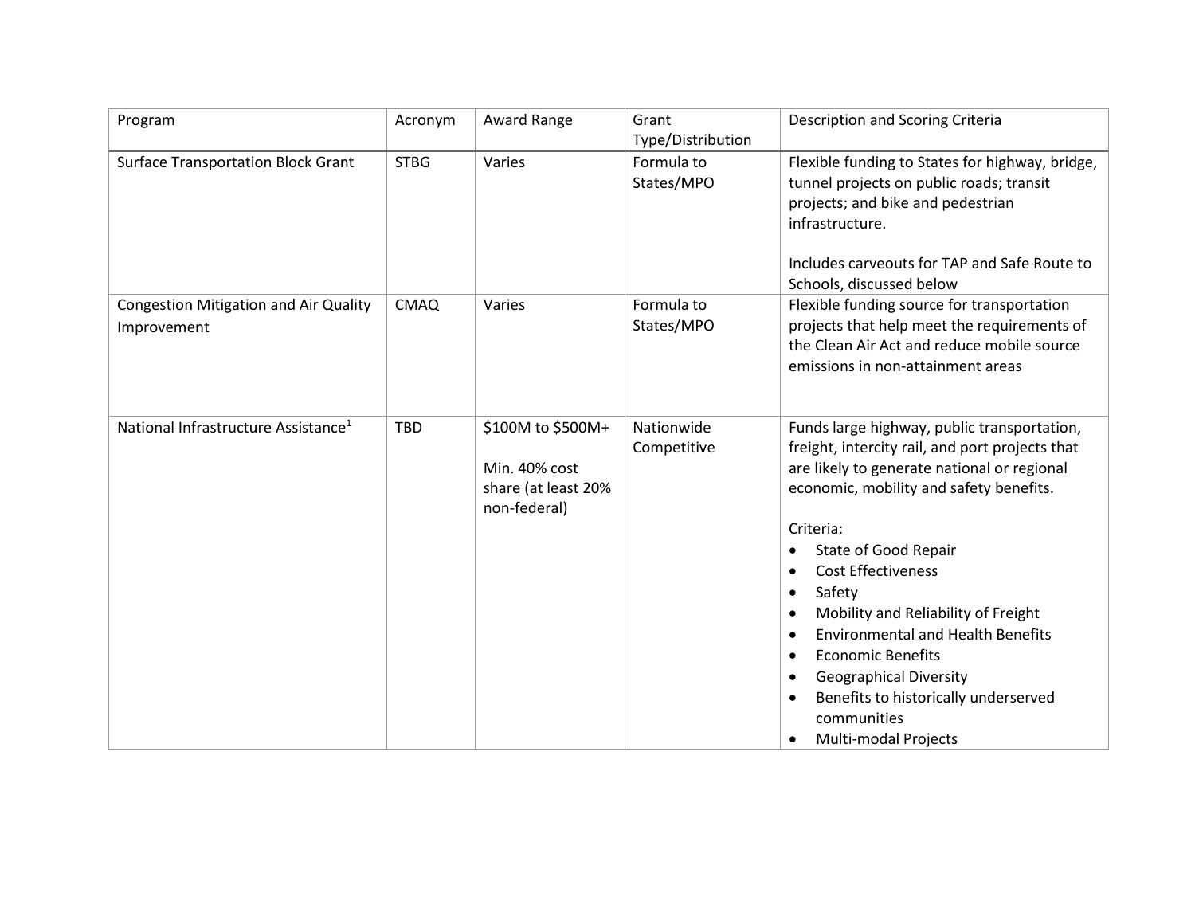| Program | Acronym | Award Range | Grant Type/Distribution | Description and Scoring Criteria |
| --- | --- | --- | --- | --- |
| Surface Transportation Block Grant | STBG | Varies | Formula to States/MPO | Flexible funding to States for highway, bridge, tunnel projects on public roads; transit projects; and bike and pedestrian infrastructure.<br><br>Includes carveouts for TAP and Safe Route to Schools, discussed below |
| Congestion Mitigation and Air Quality Improvement | CMAQ | Varies | Formula to States/MPO | Flexible funding source for transportation projects that help meet the requirements of the Clean Air Act and reduce mobile source emissions in non-attainment areas |
| National Infrastructure Assistance[1] | TBD | $100M to $500M+<br><br>Min. 40% cost share (at least 20% non-federal) | Nationwide Competitive | Funds large highway, public transportation, freight, intercity rail, and port projects that are likely to generate national or regional economic, mobility and safety benefits.<br><br>Criteria:<br>• State of Good Repair<br>• Cost Effectiveness<br>• Safety<br>• Mobility and Reliability of Freight<br>• Environmental and Health Benefits<br>• Economic Benefits<br>• Geographical Diversity<br>• Benefits to historically underserved communities<br>• Multi-modal Projects |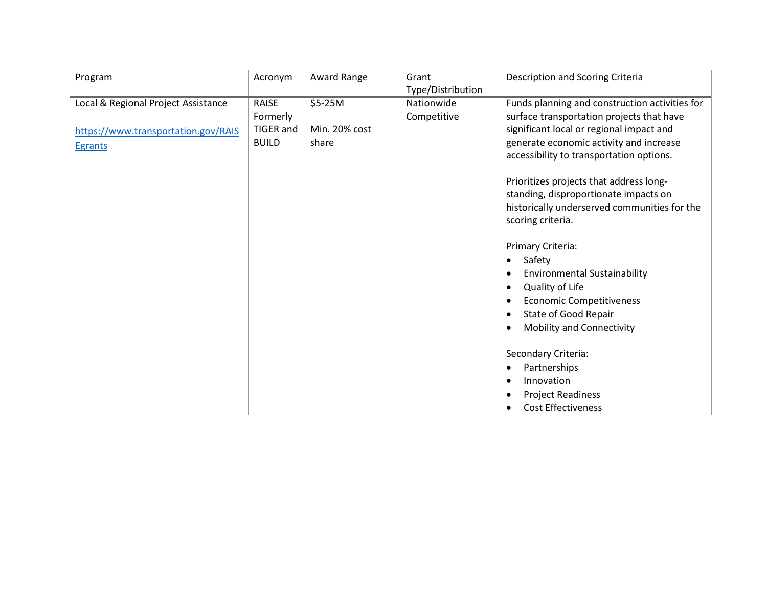| Program | Acronym | Award Range | Grant Type/Distribution | Description and Scoring Criteria |
|---|---|---|---|---|
| Local & Regional Project Assistance<br><br>[https://www.transportation.gov/RAISEgrants](https://www.transportation.gov/RAISEgrants) | RAISE Formerly TIGER and BUILD | $5-25M<br><br>Min. 20% cost share | Nationwide Competitive | Funds planning and construction activities for surface transportation projects that have significant local or regional impact and generate economic activity and increase accessibility to transportation options.<br><br>Prioritizes projects that address long-standing, disproportionate impacts on historically underserved communities for the scoring criteria.<br><br>Primary Criteria:<br>• Safety<br>• Environmental Sustainability<br>• Quality of Life<br>• Economic Competitiveness<br>• State of Good Repair<br>• Mobility and Connectivity<br><br>Secondary Criteria:<br>• Partnerships<br>• Innovation<br>• Project Readiness<br>• Cost Effectiveness |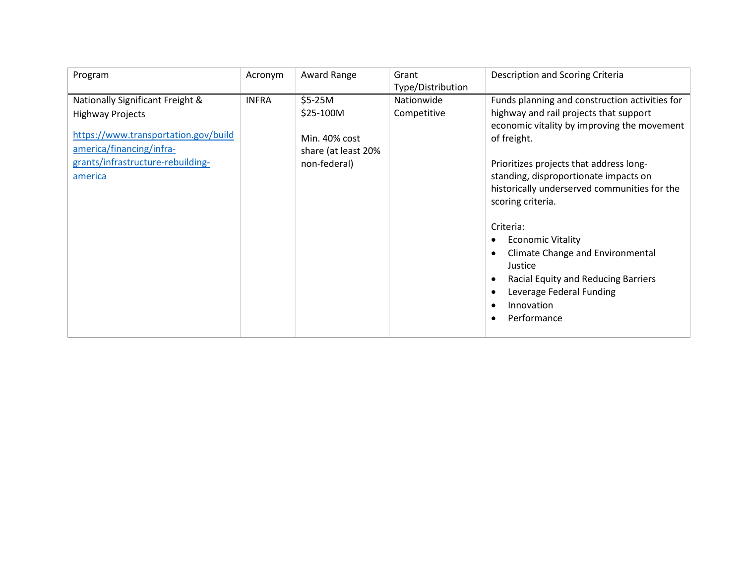| Program | Acronym | Award Range | Grant Type/Distribution | Description and Scoring Criteria |
|---|---|---|---|---|
| Nationally Significant Freight & Highway Projects<br><br>[https://www.transportation.gov/buildamerica/financing/infra-grants/infrastructure-rebuilding-america](https://www.transportation.gov/buildamerica/financing/infra-grants/infrastructure-rebuilding-america) | INFRA | $5-25M<br>$25-100M<br><br>Min. 40% cost share (at least 20% non-federal) | Nationwide Competitive | Funds planning and construction activities for highway and rail projects that support economic vitality by improving the movement of freight.<br><br>Prioritizes projects that address long-standing, disproportionate impacts on historically underserved communities for the scoring criteria.<br><br>Criteria:<br>• Economic Vitality<br>• Climate Change and Environmental Justice<br>• Racial Equity and Reducing Barriers<br>• Leverage Federal Funding<br>• Innovation<br>• Performance |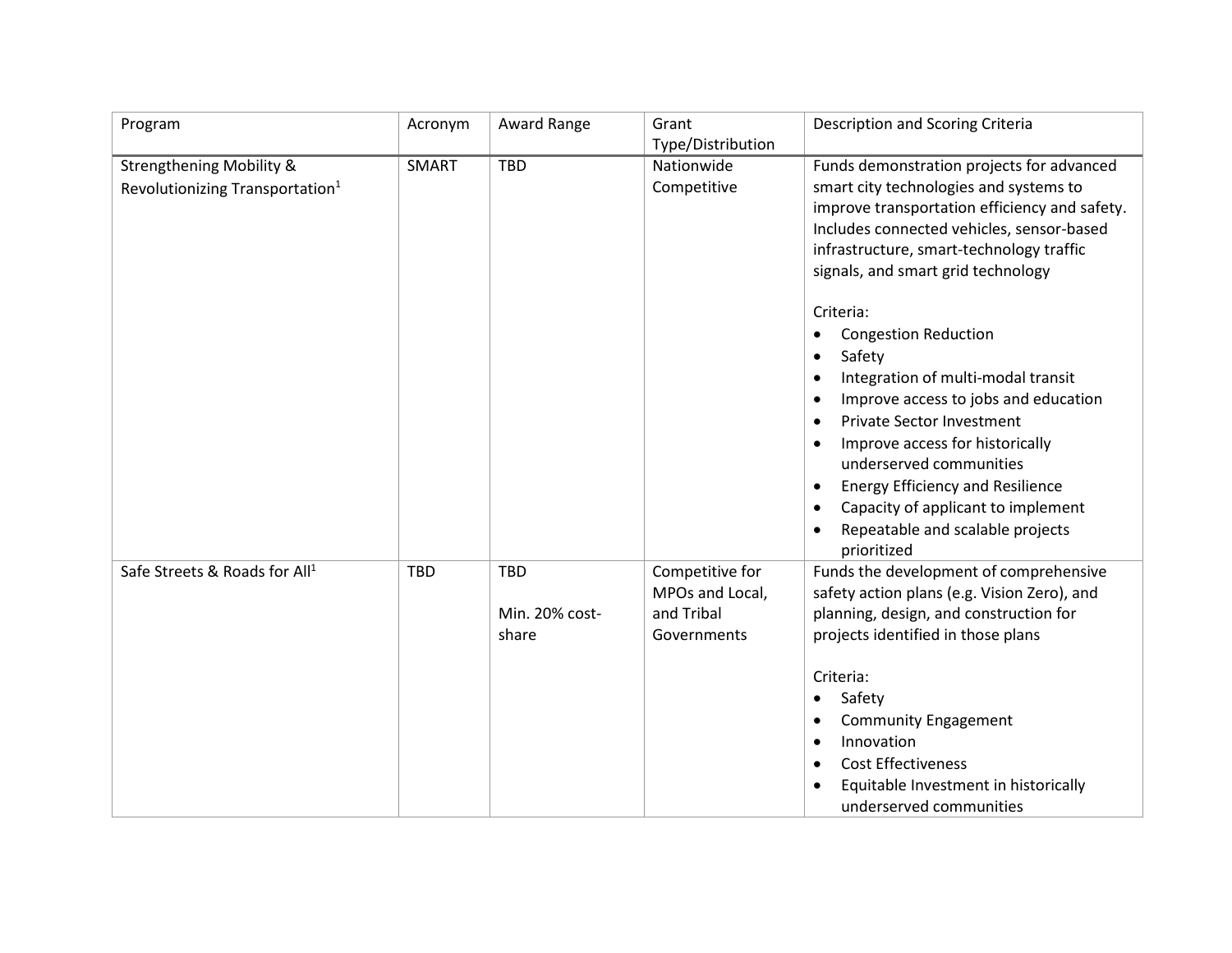| Program | Acronym | Award Range | Grant Type/Distribution | Description and Scoring Criteria |
|---|---|---|---|---|
| Strengthening Mobility & Revolutionizing Transportation[1] | SMART | TBD | Nationwide Competitive | Funds demonstration projects for advanced smart city technologies and systems to improve transportation efficiency and safety. Includes connected vehicles, sensor-based infrastructure, smart-technology traffic signals, and smart grid technology<br><br>Criteria:<br>• Congestion Reduction<br>• Safety<br>• Integration of multi-modal transit<br>• Improve access to jobs and education<br>• Private Sector Investment<br>• Improve access for historically underserved communities<br>• Energy Efficiency and Resilience<br>• Capacity of applicant to implement<br>• Repeatable and scalable projects prioritized |
| Safe Streets & Roads for All[1] | TBD | TBD<br><br>Min. 20% cost-share | Competitive for MPOs and Local, and Tribal Governments | Funds the development of comprehensive safety action plans (e.g. Vision Zero), and planning, design, and construction for projects identified in those plans<br><br>Criteria:<br>• Safety<br>• Community Engagement<br>• Innovation<br>• Cost Effectiveness<br>• Equitable Investment in historically underserved communities |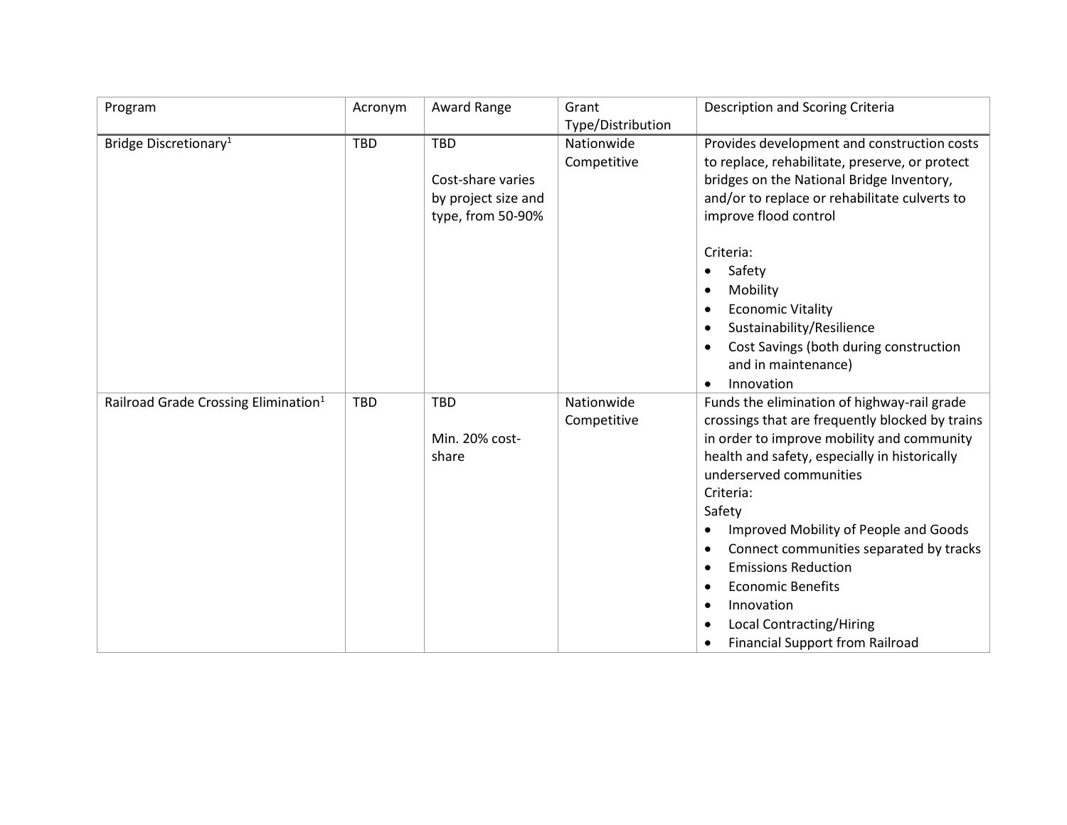| Program | Acronym | Award Range | Grant Type/Distribution | Description and Scoring Criteria |
|---|---|---|---|---|
| Bridge Discretionary[1] | TBD | TBD<br><br>Cost-share varies by project size and type, from 50-90% | Nationwide Competitive | Provides development and construction costs to replace, rehabilitate, preserve, or protect bridges on the National Bridge Inventory, and/or to replace or rehabilitate culverts to improve flood control<br><br>Criteria:<br>• Safety<br>• Mobility<br>• Economic Vitality<br>• Sustainability/Resilience<br>• Cost Savings (both during construction and in maintenance)<br>• Innovation |
| Railroad Grade Crossing Elimination[1] | TBD | TBD<br><br>Min. 20% cost-share | Nationwide Competitive | Funds the elimination of highway-rail grade crossings that are frequently blocked by trains in order to improve mobility and community health and safety, especially in historically underserved communities<br>Criteria:<br>Safety<br>• Improved Mobility of People and Goods<br>• Connect communities separated by tracks<br>• Emissions Reduction<br>• Economic Benefits<br>• Innovation<br>• Local Contracting/Hiring<br>• Financial Support from Railroad |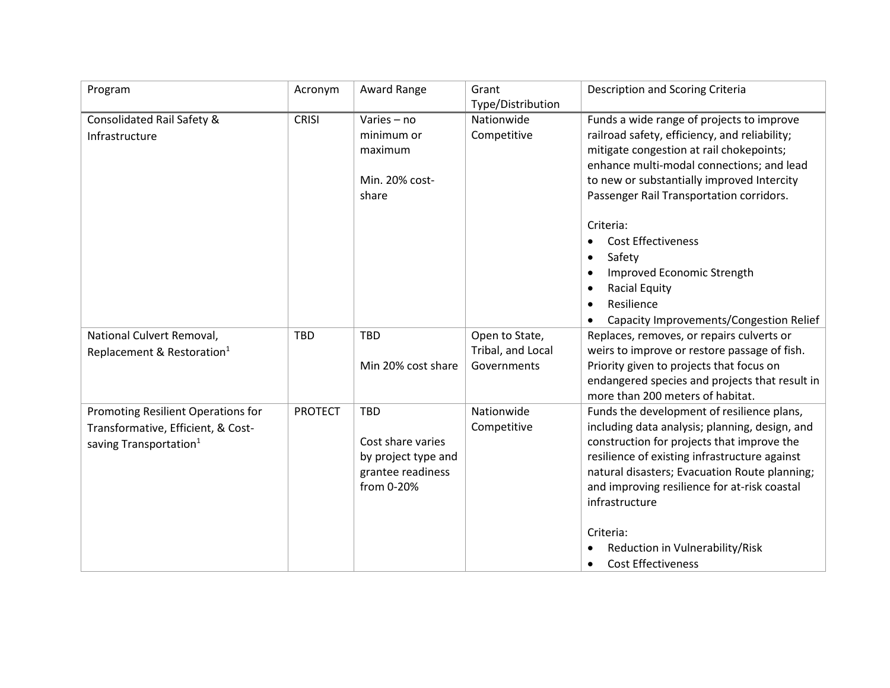| Program | Acronym | Award Range | Grant Type/Distribution | Description and Scoring Criteria |
|---|---|---|---|---|
| Consolidated Rail Safety & Infrastructure | CRISI | Varies – no minimum or maximum<br><br>Min. 20% cost-share | Nationwide Competitive | Funds a wide range of projects to improve railroad safety, efficiency, and reliability; mitigate congestion at rail chokepoints; enhance multi-modal connections; and lead to new or substantially improved Intercity Passenger Rail Transportation corridors.<br><br>Criteria:<br>• Cost Effectiveness<br>• Safety<br>• Improved Economic Strength<br>• Racial Equity<br>• Resilience<br>• Capacity Improvements/Congestion Relief |
| National Culvert Removal, Replacement & Restoration[1] | TBD | TBD<br><br>Min 20% cost share | Open to State, Tribal, and Local Governments | Replaces, removes, or repairs culverts or weirs to improve or restore passage of fish. Priority given to projects that focus on endangered species and projects that result in more than 200 meters of habitat. |
| Promoting Resilient Operations for Transformative, Efficient, & Cost-saving Transportation[1] | PROTECT | TBD<br><br>Cost share varies by project type and grantee readiness from 0-20% | Nationwide Competitive | Funds the development of resilience plans, including data analysis; planning, design, and construction for projects that improve the resilience of existing infrastructure against natural disasters; Evacuation Route planning; and improving resilience for at-risk coastal infrastructure<br><br>Criteria:<br>• Reduction in Vulnerability/Risk<br>• Cost Effectiveness |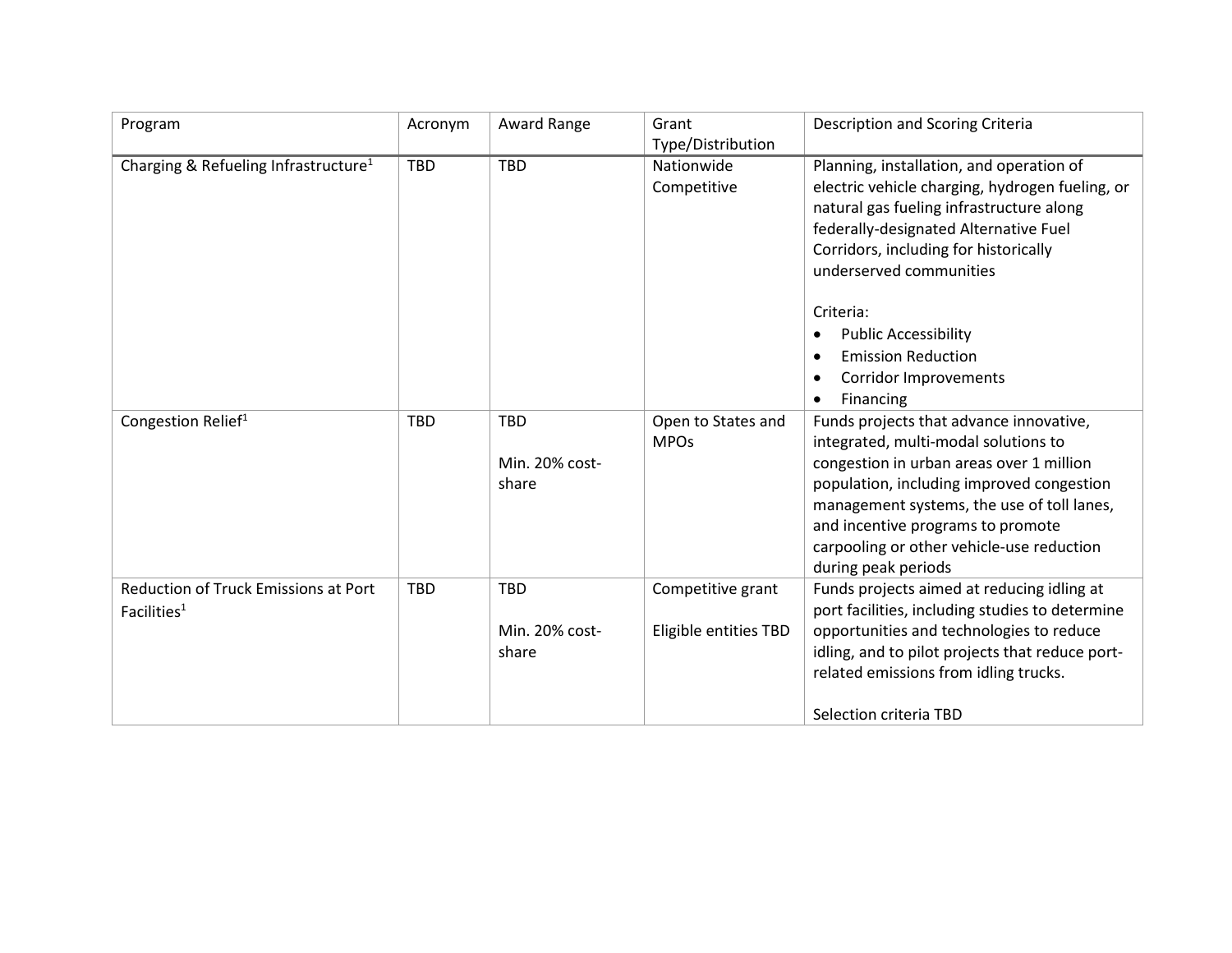| Program | Acronym | Award Range | Grant Type/Distribution | Description and Scoring Criteria |
| --- | --- | --- | --- | --- |
| Charging & Refueling Infrastructure[1] | TBD | TBD | Nationwide Competitive | Planning, installation, and operation of electric vehicle charging, hydrogen fueling, or natural gas fueling infrastructure along federally-designated Alternative Fuel Corridors, including for historically underserved communities<br><br>Criteria:<br>• Public Accessibility<br>• Emission Reduction<br>• Corridor Improvements<br>• Financing |
| Congestion Relief[1] | TBD | TBD<br><br>Min. 20% cost-share | Open to States and MPOs | Funds projects that advance innovative, integrated, multi-modal solutions to congestion in urban areas over 1 million population, including improved congestion management systems, the use of toll lanes, and incentive programs to promote carpooling or other vehicle-use reduction during peak periods |
| Reduction of Truck Emissions at Port Facilities[1] | TBD | TBD<br><br>Min. 20% cost-share | Competitive grant<br><br>Eligible entities TBD | Funds projects aimed at reducing idling at port facilities, including studies to determine opportunities and technologies to reduce idling, and to pilot projects that reduce port-related emissions from idling trucks.<br><br>Selection criteria TBD |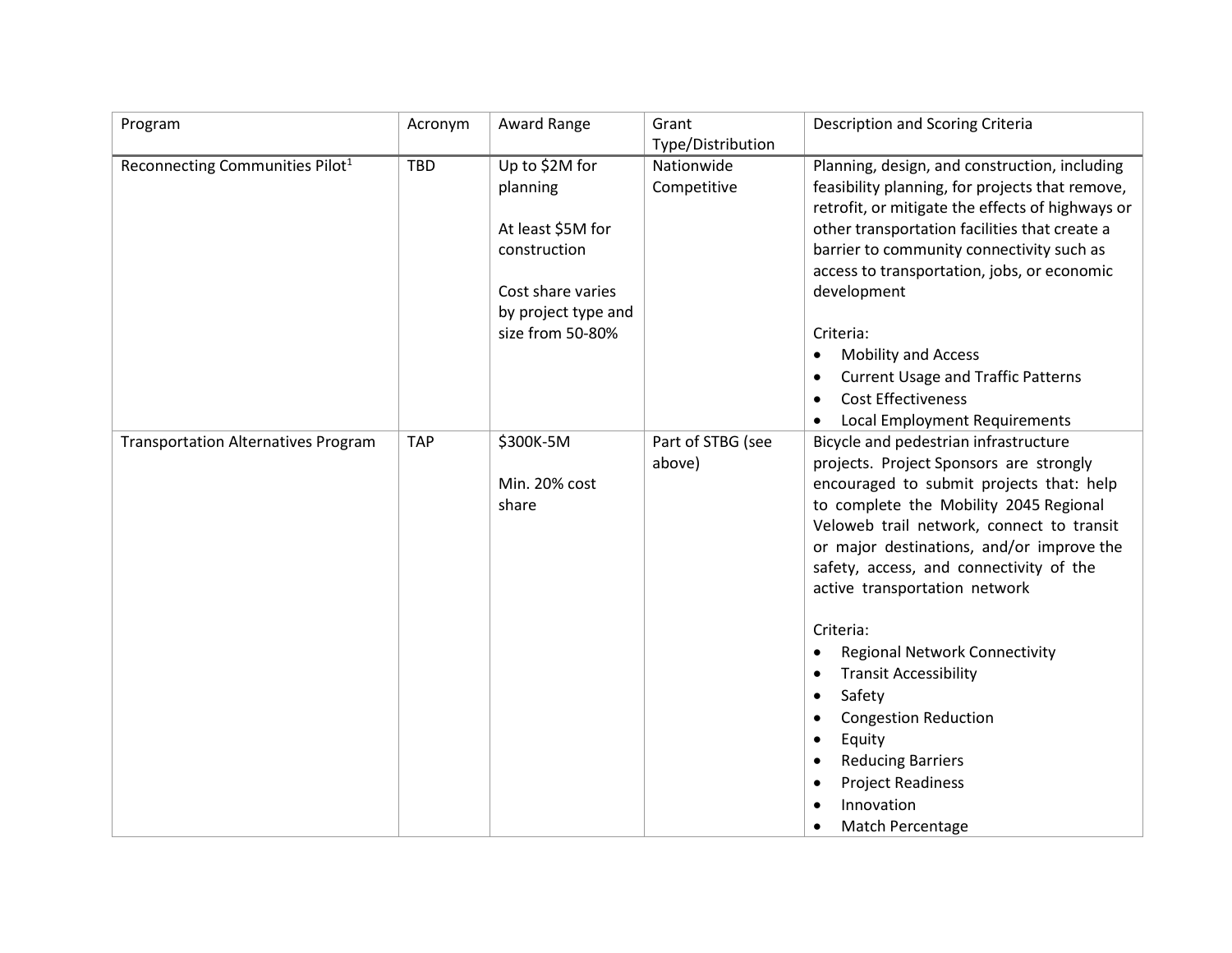| Program | Acronym | Award Range | Grant Type/Distribution | Description and Scoring Criteria |
|---|---|---|---|---|
| Reconnecting Communities Pilot[1] | TBD | Up to $2M for planning<br><br>At least $5M for construction<br><br>Cost share varies by project type and size from 50-80% | Nationwide Competitive | Planning, design, and construction, including feasibility planning, for projects that remove, retrofit, or mitigate the effects of highways or other transportation facilities that create a barrier to community connectivity such as access to transportation, jobs, or economic development<br><br>Criteria:<br>• Mobility and Access<br>• Current Usage and Traffic Patterns<br>• Cost Effectiveness<br>• Local Employment Requirements |
| Transportation Alternatives Program | TAP | $300K-5M<br><br>Min. 20% cost share | Part of STBG (see above) | Bicycle and pedestrian infrastructure projects. Project Sponsors are strongly encouraged to submit projects that: help to complete the Mobility 2045 Regional Veloweb trail network, connect to transit or major destinations, and/or improve the safety, access, and connectivity of the active transportation network<br><br>Criteria:<br>• Regional Network Connectivity<br>• Transit Accessibility<br>• Safety<br>• Congestion Reduction<br>• Equity<br>• Reducing Barriers<br>• Project Readiness<br>• Innovation<br>• Match Percentage |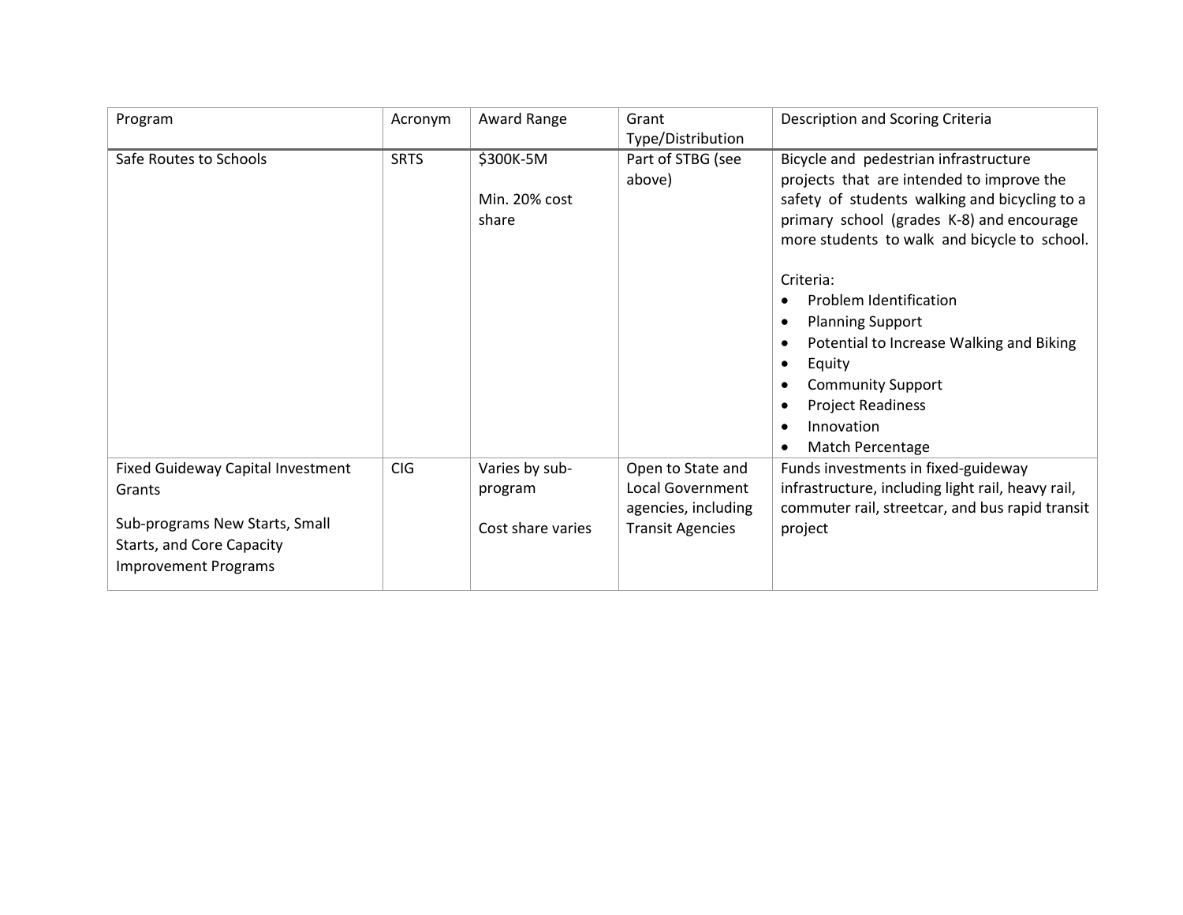| Program | Acronym | Award Range | Grant Type/Distribution | Description and Scoring Criteria |
|---|---|---|---|---|
| Safe Routes to Schools | SRTS | $300K-5M<br><br>Min. 20% cost share | Part of STBG (see above) | Bicycle and pedestrian infrastructure projects that are intended to improve the safety of students walking and bicycling to a primary school (grades K-8) and encourage more students to walk and bicycle to school.<br><br>Criteria:<br>• Problem Identification<br>• Planning Support<br>• Potential to Increase Walking and Biking<br>• Equity<br>• Community Support<br>• Project Readiness<br>• Innovation<br>• Match Percentage |
| Fixed Guideway Capital Investment Grants<br><br>Sub-programs New Starts, Small Starts, and Core Capacity Improvement Programs | CIG | Varies by sub-program<br><br>Cost share varies | Open to State and Local Government agencies, including Transit Agencies | Funds investments in fixed-guideway infrastructure, including light rail, heavy rail, commuter rail, streetcar, and bus rapid transit project |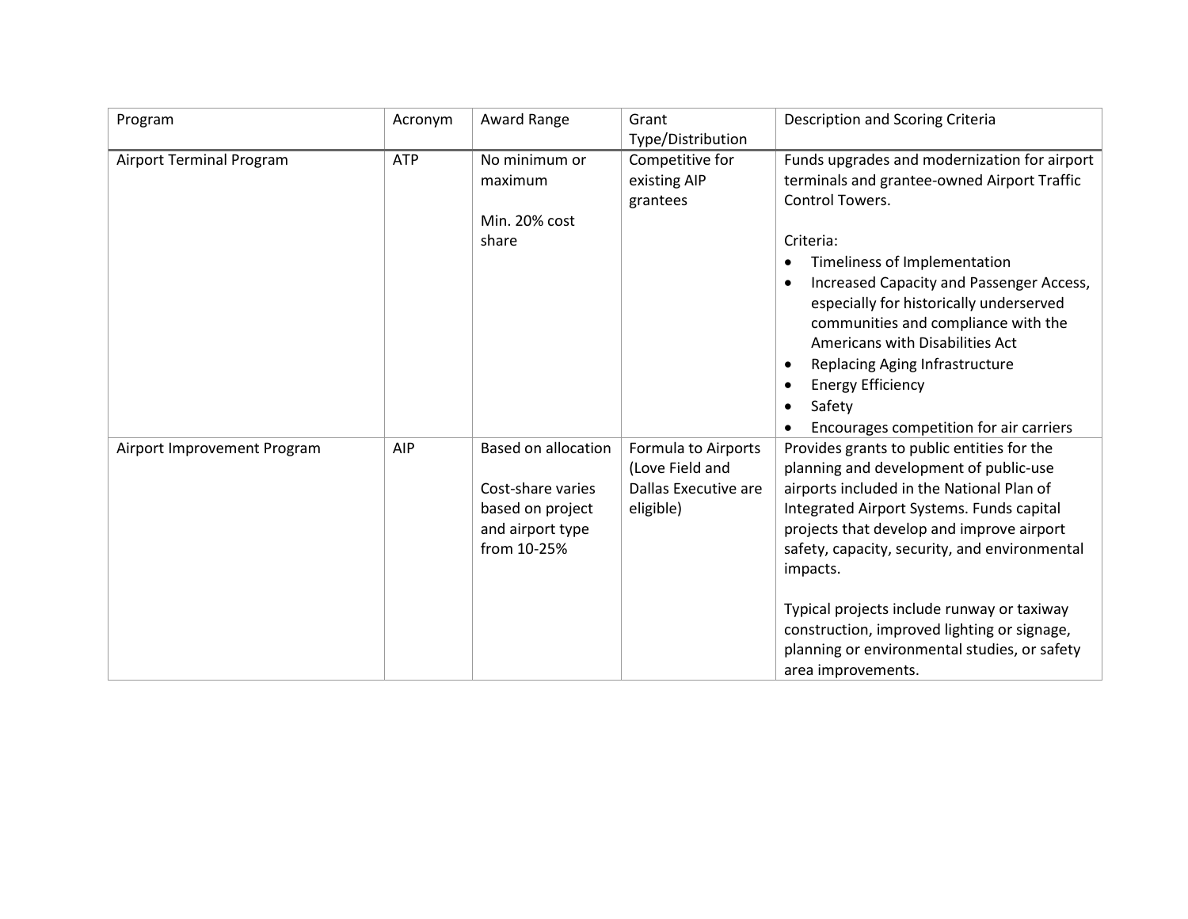| Program | Acronym | Award Range | Grant Type/Distribution | Description and Scoring Criteria |
|---|---|---|---|---|
| Airport Terminal Program | ATP | No minimum or maximum<br><br>Min. 20% cost share | Competitive for existing AIP grantees | Funds upgrades and modernization for airport terminals and grantee-owned Airport Traffic Control Towers.<br><br>Criteria:<br>• Timeliness of Implementation<br>• Increased Capacity and Passenger Access, especially for historically underserved communities and compliance with the Americans with Disabilities Act<br>• Replacing Aging Infrastructure<br>• Energy Efficiency<br>• Safety<br>• Encourages competition for air carriers |
| Airport Improvement Program | AIP | Based on allocation<br><br>Cost-share varies based on project and airport type from 10-25% | Formula to Airports (Love Field and Dallas Executive are eligible) | Provides grants to public entities for the planning and development of public-use airports included in the National Plan of Integrated Airport Systems. Funds capital projects that develop and improve airport safety, capacity, security, and environmental impacts.<br><br>Typical projects include runway or taxiway construction, improved lighting or signage, planning or environmental studies, or safety area improvements. |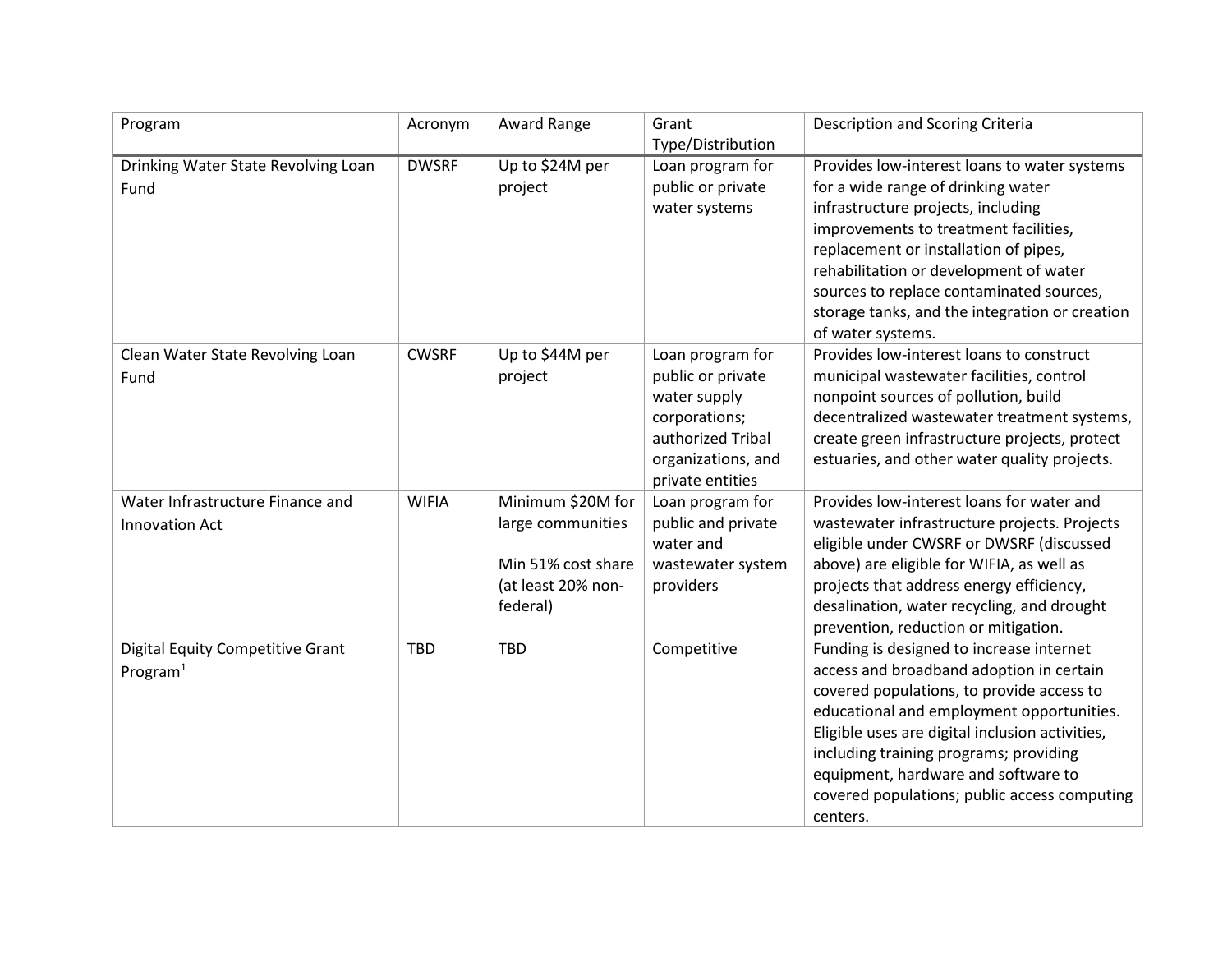| Program | Acronym | Award Range | Grant Type/Distribution | Description and Scoring Criteria |
| --- | --- | --- | --- | --- |
| Drinking Water State Revolving Loan Fund | DWSRF | Up to $24M per project | Loan program for public or private water systems | Provides low-interest loans to water systems for a wide range of drinking water infrastructure projects, including improvements to treatment facilities, replacement or installation of pipes, rehabilitation or development of water sources to replace contaminated sources, storage tanks, and the integration or creation of water systems. |
| Clean Water State Revolving Loan Fund | CWSRF | Up to $44M per project | Loan program for public or private water supply corporations; authorized Tribal organizations, and private entities | Provides low-interest loans to construct municipal wastewater facilities, control nonpoint sources of pollution, build decentralized wastewater treatment systems, create green infrastructure projects, protect estuaries, and other water quality projects. |
| Water Infrastructure Finance and Innovation Act | WIFIA | Minimum $20M for large communities<br><br>Min 51% cost share (at least 20% non-federal) | Loan program for public and private water and wastewater system providers | Provides low-interest loans for water and wastewater infrastructure projects. Projects eligible under CWSRF or DWSRF (discussed above) are eligible for WIFIA, as well as projects that address energy efficiency, desalination, water recycling, and drought prevention, reduction or mitigation. |
| Digital Equity Competitive Grant Program[1] | TBD | TBD | Competitive | Funding is designed to increase internet access and broadband adoption in certain covered populations, to provide access to educational and employment opportunities. Eligible uses are digital inclusion activities, including training programs; providing equipment, hardware and software to covered populations; public access computing centers. |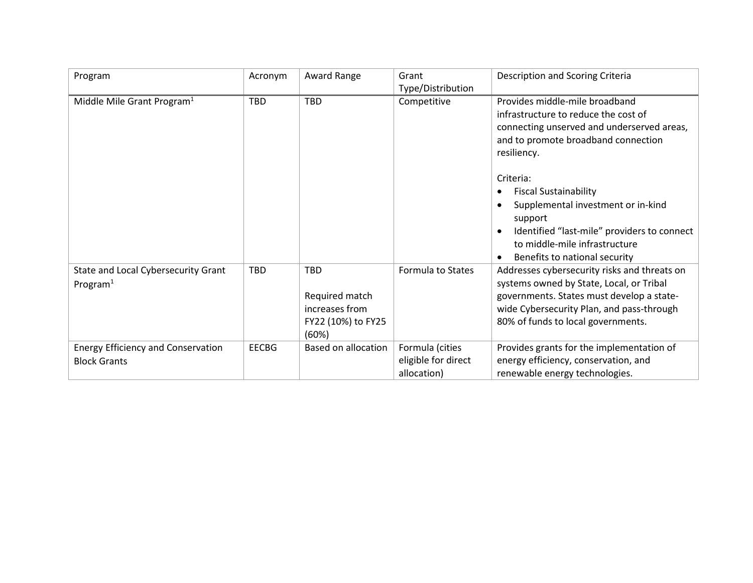| Program | Acronym | Award Range | Grant Type/Distribution | Description and Scoring Criteria |
| --- | --- | --- | --- | --- |
| Middle Mile Grant Program[1] | TBD | TBD | Competitive | Provides middle-mile broadband infrastructure to reduce the cost of connecting unserved and underserved areas, and to promote broadband connection resiliency.<br><br>Criteria:<br>• Fiscal Sustainability<br>• Supplemental investment or in-kind support<br>• Identified "last-mile" providers to connect to middle-mile infrastructure<br>• Benefits to national security |
| State and Local Cybersecurity Grant Program[1] | TBD | TBD<br><br>Required match increases from FY22 (10%) to FY25 (60%) | Formula to States | Addresses cybersecurity risks and threats on systems owned by State, Local, or Tribal governments. States must develop a state-wide Cybersecurity Plan, and pass-through 80% of funds to local governments. |
| Energy Efficiency and Conservation Block Grants | EECBG | Based on allocation | Formula (cities eligible for direct allocation) | Provides grants for the implementation of energy efficiency, conservation, and renewable energy technologies. |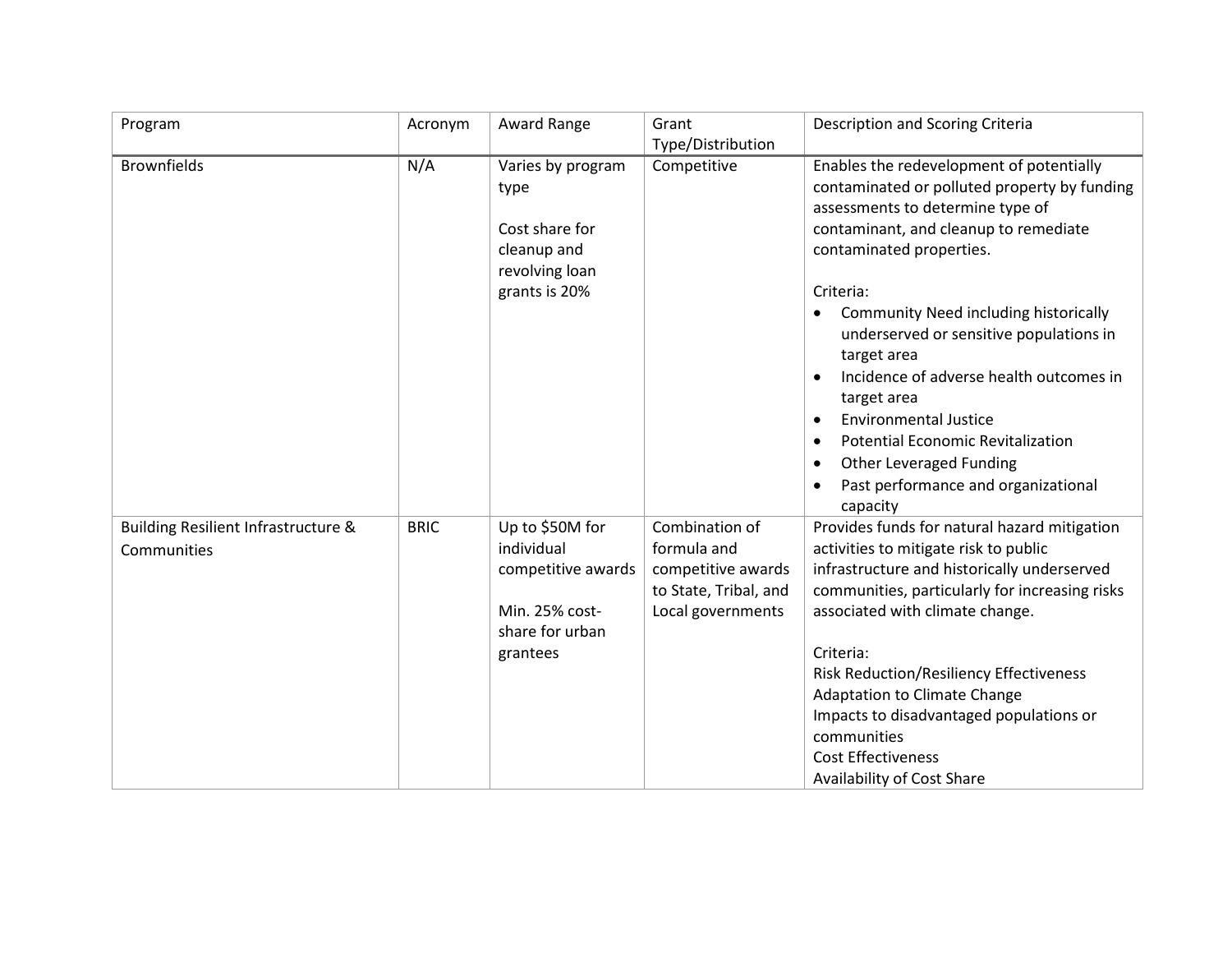| Program | Acronym | Award Range | Grant Type/Distribution | Description and Scoring Criteria |
|---|---|---|---|---|
| Brownfields | N/A | Varies by program type<br><br>Cost share for cleanup and revolving loan grants is 20% | Competitive | Enables the redevelopment of potentially contaminated or polluted property by funding assessments to determine type of contaminant, and cleanup to remediate contaminated properties.<br><br>Criteria:<br>• Community Need including historically underserved or sensitive populations in target area<br>• Incidence of adverse health outcomes in target area<br>• Environmental Justice<br>• Potential Economic Revitalization<br>• Other Leveraged Funding<br>• Past performance and organizational capacity |
| Building Resilient Infrastructure & Communities | BRIC | Up to $50M for individual competitive awards<br><br>Min. 25% cost-share for urban grantees | Combination of formula and competitive awards to State, Tribal, and Local governments | Provides funds for natural hazard mitigation activities to mitigate risk to public infrastructure and historically underserved communities, particularly for increasing risks associated with climate change.<br><br>Criteria:<br>Risk Reduction/Resiliency Effectiveness<br>Adaptation to Climate Change<br>Impacts to disadvantaged populations or communities<br>Cost Effectiveness<br>Availability of Cost Share |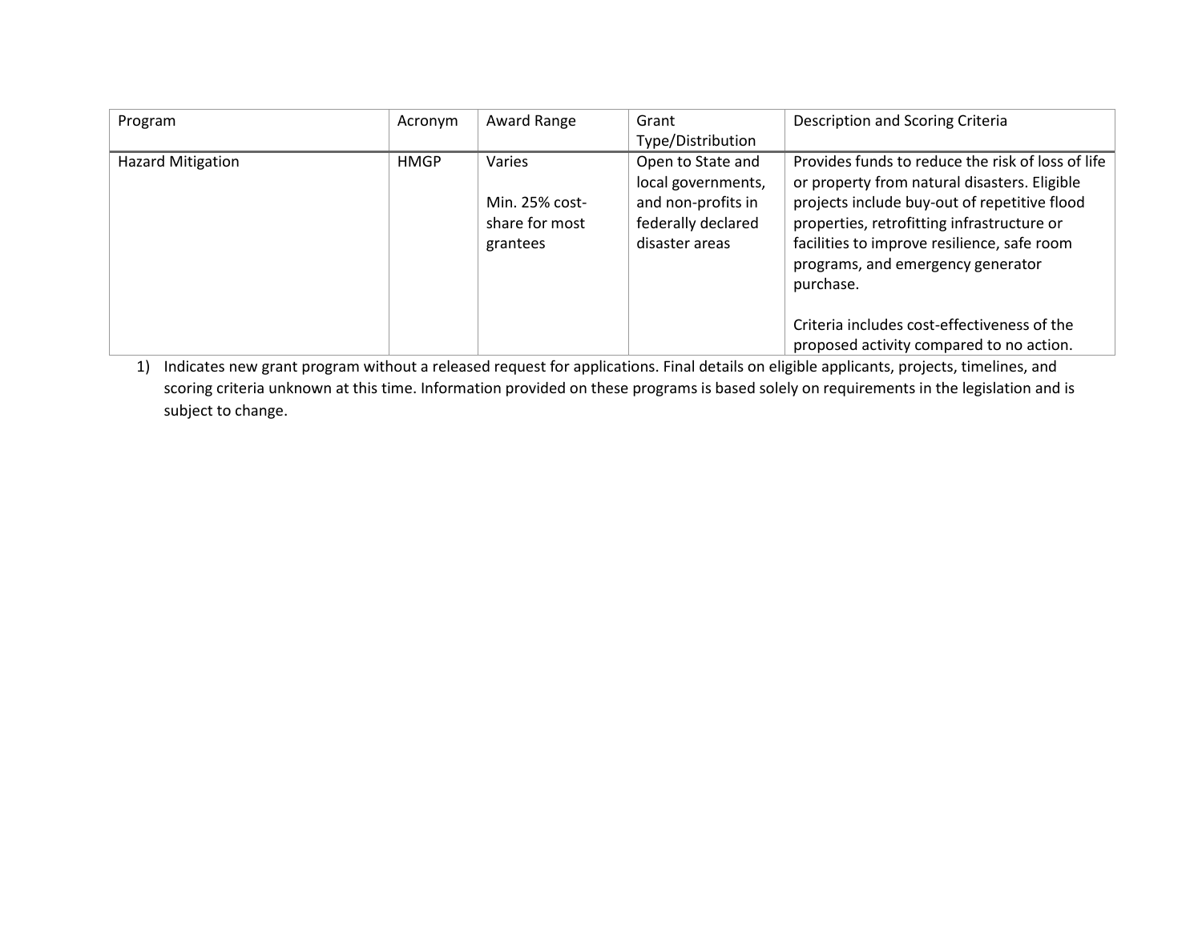| Program | Acronym | Award Range | Grant Type/Distribution | Description and Scoring Criteria |
| --- | --- | --- | --- | --- |
| Hazard Mitigation | HMGP | Varies<br><br>Min. 25% cost-share for most grantees | Open to State and local governments, and non-profits in federally declared disaster areas | Provides funds to reduce the risk of loss of life or property from natural disasters. Eligible projects include buy-out of repetitive flood properties, retrofitting infrastructure or facilities to improve resilience, safe room programs, and emergency generator purchase.<br><br>Criteria includes cost-effectiveness of the proposed activity compared to no action. |

1) Indicates new grant program without a released request for applications. Final details on eligible applicants, projects, timelines, and scoring criteria unknown at this time. Information provided on these programs is based solely on requirements in the legislation and is subject to change.